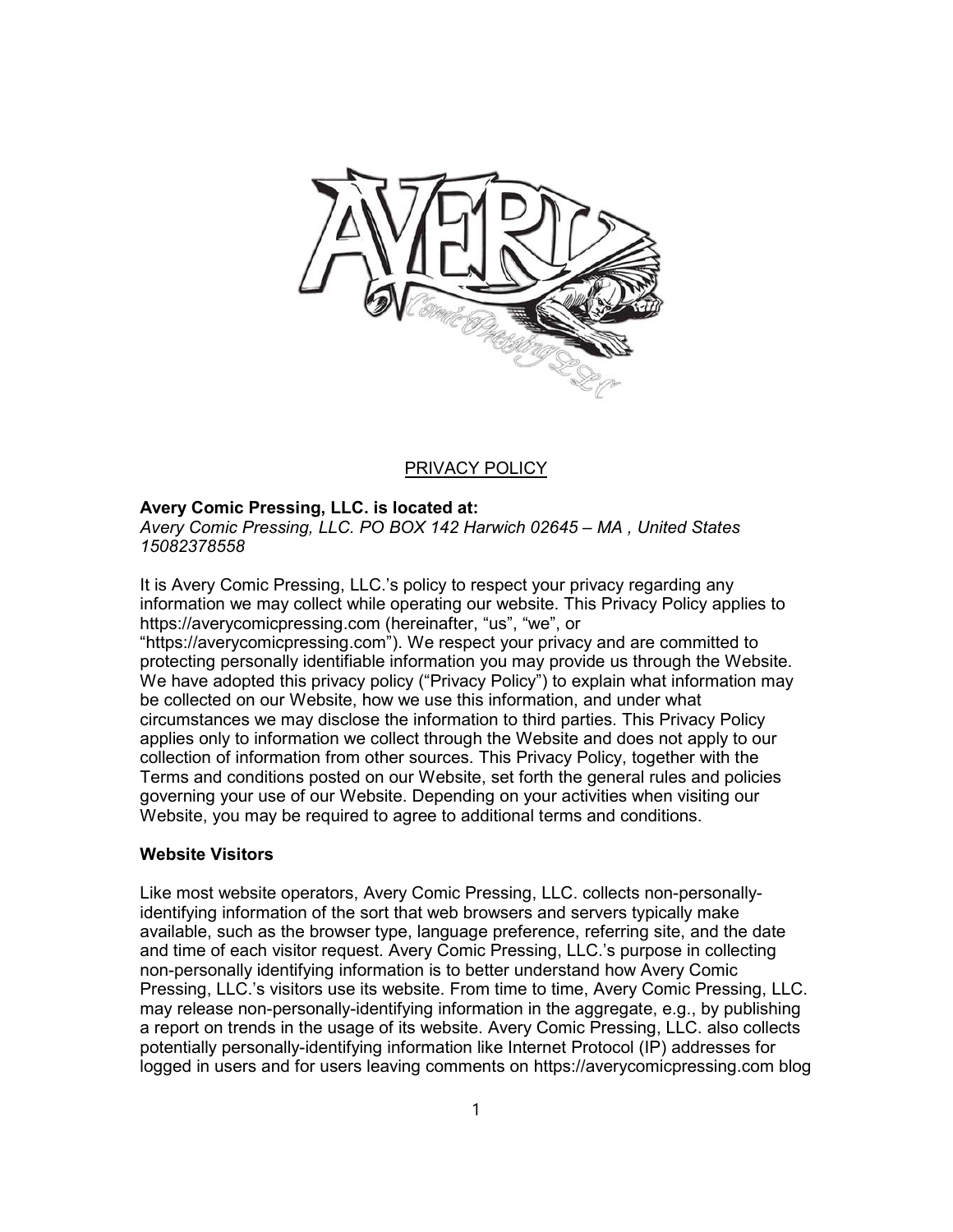# PRIVACY POLICY

**Avery Comic Pressing, LLC. is located at:**
*Avery Comic Pressing, LLC. PO BOX 142 Harwich 02645 – MA , United States 15082378558*

It is Avery Comic Pressing, LLC.'s policy to respect your privacy regarding any information we may collect while operating our website. This Privacy Policy applies to https://averycomicpressing.com (hereinafter, "us", "we", or "https://averycomicpressing.com"). We respect your privacy and are committed to protecting personally identifiable information you may provide us through the Website. We have adopted this privacy policy ("Privacy Policy") to explain what information may be collected on our Website, how we use this information, and under what circumstances we may disclose the information to third parties. This Privacy Policy applies only to information we collect through the Website and does not apply to our collection of information from other sources. This Privacy Policy, together with the Terms and conditions posted on our Website, set forth the general rules and policies governing your use of our Website. Depending on your activities when visiting our Website, you may be required to agree to additional terms and conditions.

**Website Visitors**

Like most website operators, Avery Comic Pressing, LLC. collects non-personally-identifying information of the sort that web browsers and servers typically make available, such as the browser type, language preference, referring site, and the date and time of each visitor request. Avery Comic Pressing, LLC.'s purpose in collecting non-personally identifying information is to better understand how Avery Comic Pressing, LLC.'s visitors use its website. From time to time, Avery Comic Pressing, LLC. may release non-personally-identifying information in the aggregate, e.g., by publishing a report on trends in the usage of its website. Avery Comic Pressing, LLC. also collects potentially personally-identifying information like Internet Protocol (IP) addresses for logged in users and for users leaving comments on https://averycomicpressing.com blog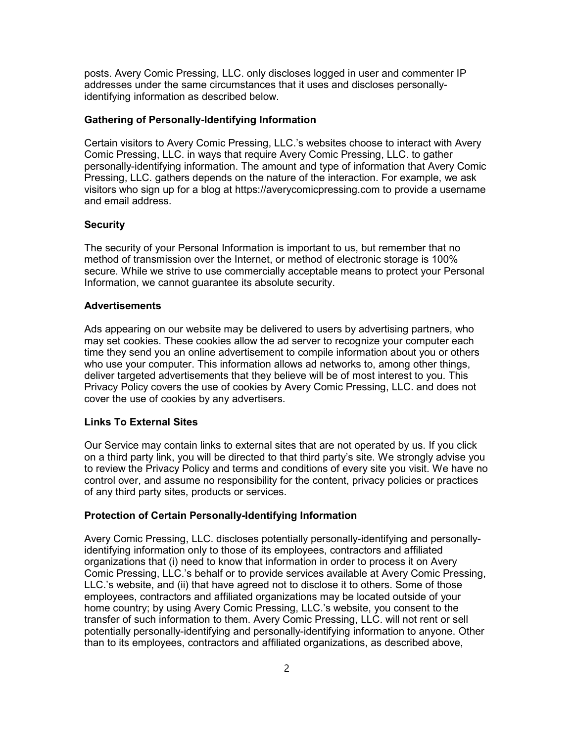posts. Avery Comic Pressing, LLC. only discloses logged in user and commenter IP addresses under the same circumstances that it uses and discloses personally-identifying information as described below.

### Gathering of Personally-Identifying Information

Certain visitors to Avery Comic Pressing, LLC.'s websites choose to interact with Avery Comic Pressing, LLC. in ways that require Avery Comic Pressing, LLC. to gather personally-identifying information. The amount and type of information that Avery Comic Pressing, LLC. gathers depends on the nature of the interaction. For example, we ask visitors who sign up for a blog at https://averycomicpressing.com to provide a username and email address.

### Security

The security of your Personal Information is important to us, but remember that no method of transmission over the Internet, or method of electronic storage is 100% secure. While we strive to use commercially acceptable means to protect your Personal Information, we cannot guarantee its absolute security.

### Advertisements

Ads appearing on our website may be delivered to users by advertising partners, who may set cookies. These cookies allow the ad server to recognize your computer each time they send you an online advertisement to compile information about you or others who use your computer. This information allows ad networks to, among other things, deliver targeted advertisements that they believe will be of most interest to you. This Privacy Policy covers the use of cookies by Avery Comic Pressing, LLC. and does not cover the use of cookies by any advertisers.

### Links To External Sites

Our Service may contain links to external sites that are not operated by us. If you click on a third party link, you will be directed to that third party's site. We strongly advise you to review the Privacy Policy and terms and conditions of every site you visit. We have no control over, and assume no responsibility for the content, privacy policies or practices of any third party sites, products or services.

### Protection of Certain Personally-Identifying Information

Avery Comic Pressing, LLC. discloses potentially personally-identifying and personally-identifying information only to those of its employees, contractors and affiliated organizations that (i) need to know that information in order to process it on Avery Comic Pressing, LLC.'s behalf or to provide services available at Avery Comic Pressing, LLC.'s website, and (ii) that have agreed not to disclose it to others. Some of those employees, contractors and affiliated organizations may be located outside of your home country; by using Avery Comic Pressing, LLC.'s website, you consent to the transfer of such information to them. Avery Comic Pressing, LLC. will not rent or sell potentially personally-identifying and personally-identifying information to anyone. Other than to its employees, contractors and affiliated organizations, as described above,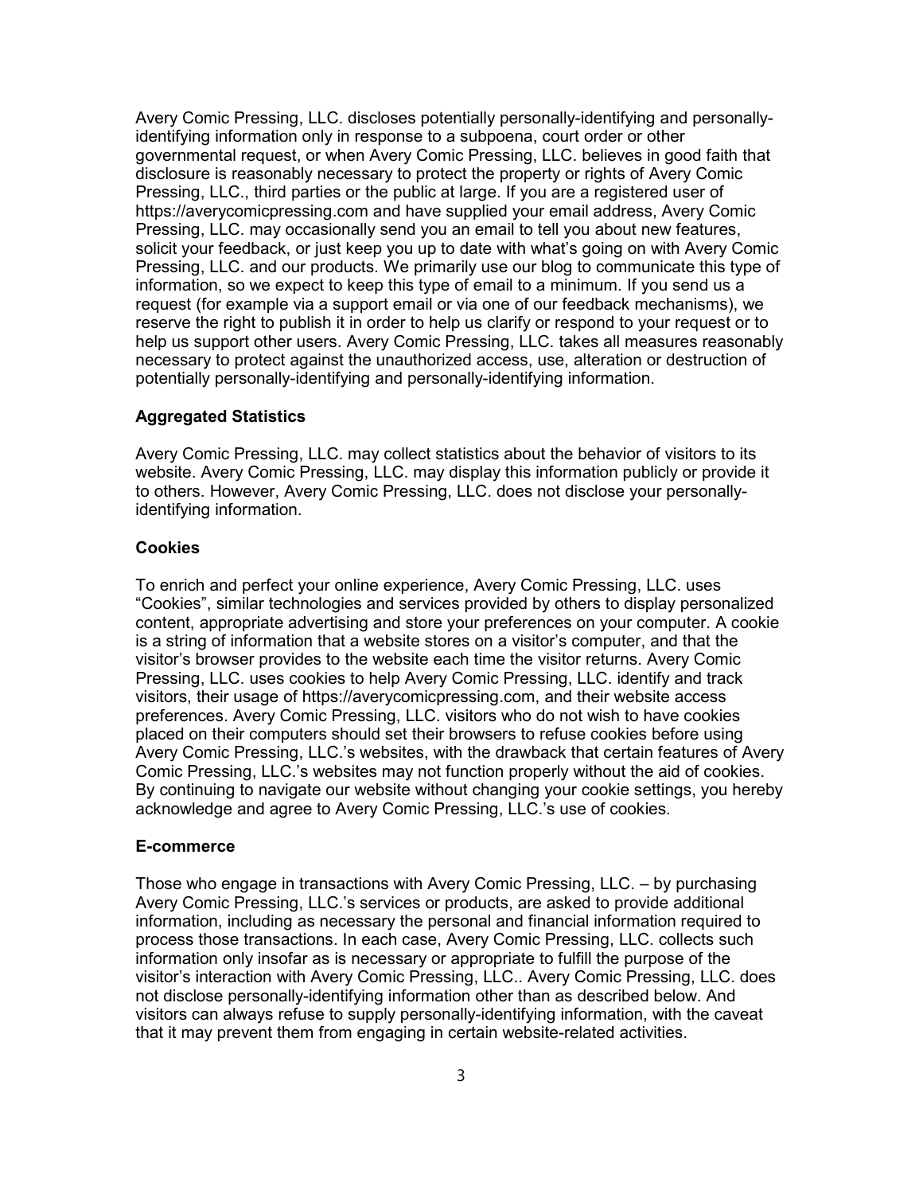Avery Comic Pressing, LLC. discloses potentially personally-identifying and personally-identifying information only in response to a subpoena, court order or other governmental request, or when Avery Comic Pressing, LLC. believes in good faith that disclosure is reasonably necessary to protect the property or rights of Avery Comic Pressing, LLC., third parties or the public at large. If you are a registered user of https://averycomicpressing.com and have supplied your email address, Avery Comic Pressing, LLC. may occasionally send you an email to tell you about new features, solicit your feedback, or just keep you up to date with what's going on with Avery Comic Pressing, LLC. and our products. We primarily use our blog to communicate this type of information, so we expect to keep this type of email to a minimum. If you send us a request (for example via a support email or via one of our feedback mechanisms), we reserve the right to publish it in order to help us clarify or respond to your request or to help us support other users. Avery Comic Pressing, LLC. takes all measures reasonably necessary to protect against the unauthorized access, use, alteration or destruction of potentially personally-identifying and personally-identifying information.

**Aggregated Statistics**

Avery Comic Pressing, LLC. may collect statistics about the behavior of visitors to its website. Avery Comic Pressing, LLC. may display this information publicly or provide it to others. However, Avery Comic Pressing, LLC. does not disclose your personally-identifying information.

**Cookies**

To enrich and perfect your online experience, Avery Comic Pressing, LLC. uses "Cookies", similar technologies and services provided by others to display personalized content, appropriate advertising and store your preferences on your computer. A cookie is a string of information that a website stores on a visitor's computer, and that the visitor's browser provides to the website each time the visitor returns. Avery Comic Pressing, LLC. uses cookies to help Avery Comic Pressing, LLC. identify and track visitors, their usage of https://averycomicpressing.com, and their website access preferences. Avery Comic Pressing, LLC. visitors who do not wish to have cookies placed on their computers should set their browsers to refuse cookies before using Avery Comic Pressing, LLC.'s websites, with the drawback that certain features of Avery Comic Pressing, LLC.'s websites may not function properly without the aid of cookies. By continuing to navigate our website without changing your cookie settings, you hereby acknowledge and agree to Avery Comic Pressing, LLC.'s use of cookies.

**E-commerce**

Those who engage in transactions with Avery Comic Pressing, LLC. – by purchasing Avery Comic Pressing, LLC.'s services or products, are asked to provide additional information, including as necessary the personal and financial information required to process those transactions. In each case, Avery Comic Pressing, LLC. collects such information only insofar as is necessary or appropriate to fulfill the purpose of the visitor's interaction with Avery Comic Pressing, LLC.. Avery Comic Pressing, LLC. does not disclose personally-identifying information other than as described below. And visitors can always refuse to supply personally-identifying information, with the caveat that it may prevent them from engaging in certain website-related activities.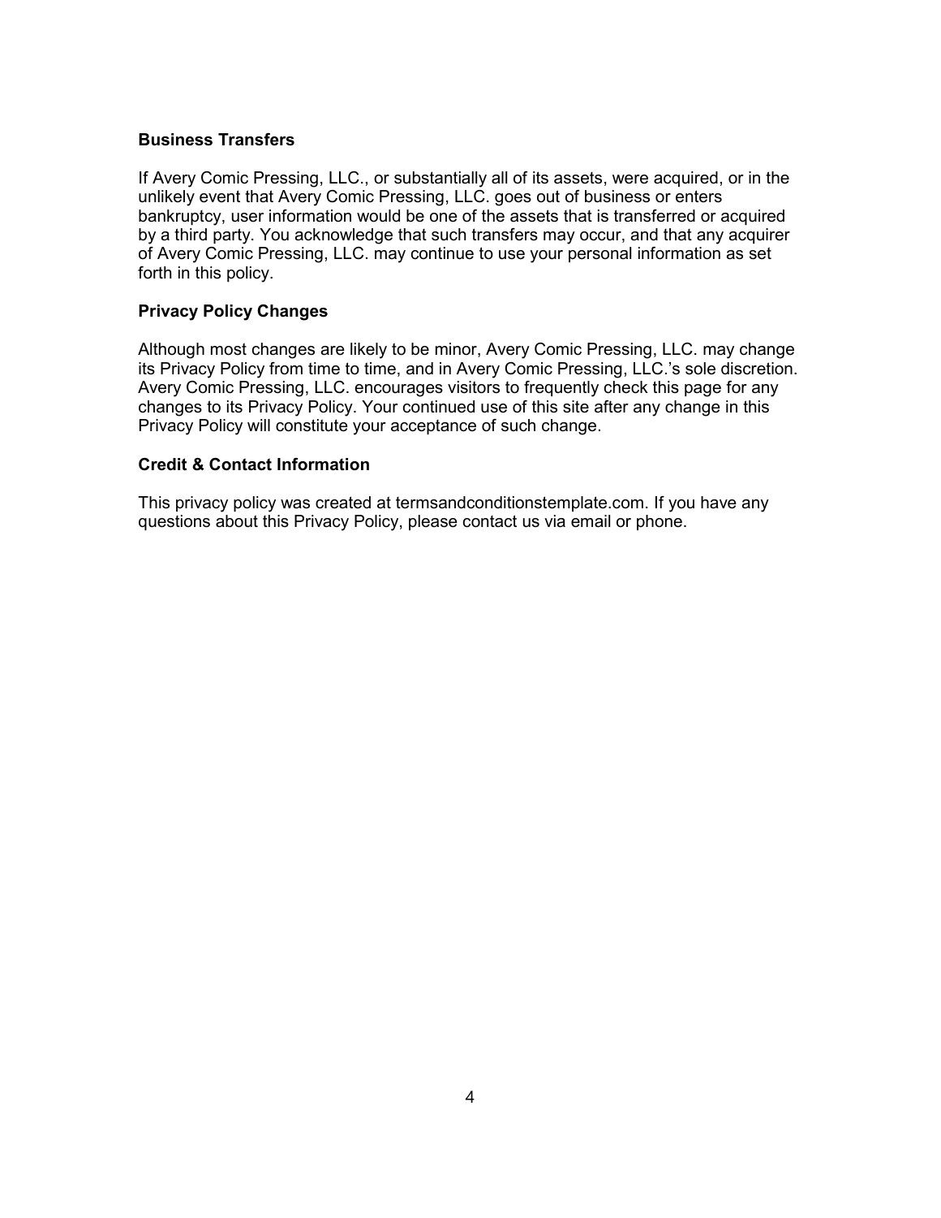### Business Transfers

If Avery Comic Pressing, LLC., or substantially all of its assets, were acquired, or in the unlikely event that Avery Comic Pressing, LLC. goes out of business or enters bankruptcy, user information would be one of the assets that is transferred or acquired by a third party. You acknowledge that such transfers may occur, and that any acquirer of Avery Comic Pressing, LLC. may continue to use your personal information as set forth in this policy.

### Privacy Policy Changes

Although most changes are likely to be minor, Avery Comic Pressing, LLC. may change its Privacy Policy from time to time, and in Avery Comic Pressing, LLC.'s sole discretion. Avery Comic Pressing, LLC. encourages visitors to frequently check this page for any changes to its Privacy Policy. Your continued use of this site after any change in this Privacy Policy will constitute your acceptance of such change.

### Credit & Contact Information

This privacy policy was created at termsandconditionstemplate.com. If you have any questions about this Privacy Policy, please contact us via email or phone.